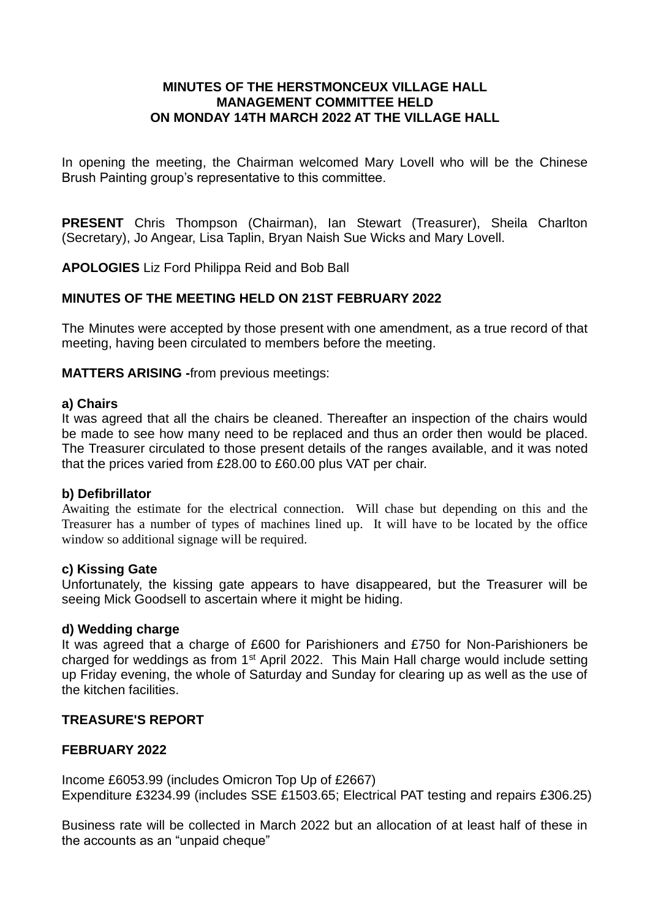**MINUTES OF THE HERSTMONCEUX VILLAGE HALL MANAGEMENT COMMITTEE HELD ON MONDAY 14TH MARCH 2022 AT THE VILLAGE HALL**

In opening the meeting, the Chairman welcomed Mary Lovell who will be the Chinese Brush Painting group's representative to this committee.

**PRESENT** Chris Thompson (Chairman), Ian Stewart (Treasurer), Sheila Charlton (Secretary), Jo Angear, Lisa Taplin, Bryan Naish Sue Wicks and Mary Lovell.

**APOLOGIES** Liz Ford Philippa Reid and Bob Ball

**MINUTES OF THE MEETING HELD ON 21ST FEBRUARY 2022**

The Minutes were accepted by those present with one amendment, as a true record of that meeting, having been circulated to members before the meeting.

**MATTERS ARISING -**from previous meetings:

**a) Chairs**

It was agreed that all the chairs be cleaned. Thereafter an inspection of the chairs would be made to see how many need to be replaced and thus an order then would be placed. The Treasurer circulated to those present details of the ranges available, and it was noted that the prices varied from £28.00 to £60.00 plus VAT per chair.

**b) Defibrillator**

Awaiting the estimate for the electrical connection. Will chase but depending on this and the Treasurer has a number of types of machines lined up. It will have to be located by the office window so additional signage will be required.

**c) Kissing Gate**

Unfortunately, the kissing gate appears to have disappeared, but the Treasurer will be seeing Mick Goodsell to ascertain where it might be hiding.

**d) Wedding charge**

It was agreed that a charge of £600 for Parishioners and £750 for Non-Parishioners be charged for weddings as from 1st April 2022. This Main Hall charge would include setting up Friday evening, the whole of Saturday and Sunday for clearing up as well as the use of the kitchen facilities.

**TREASURE'S REPORT**

**FEBRUARY 2022**

Income £6053.99 (includes Omicron Top Up of £2667)
Expenditure £3234.99 (includes SSE £1503.65; Electrical PAT testing and repairs £306.25)

Business rate will be collected in March 2022 but an allocation of at least half of these in the accounts as an "unpaid cheque"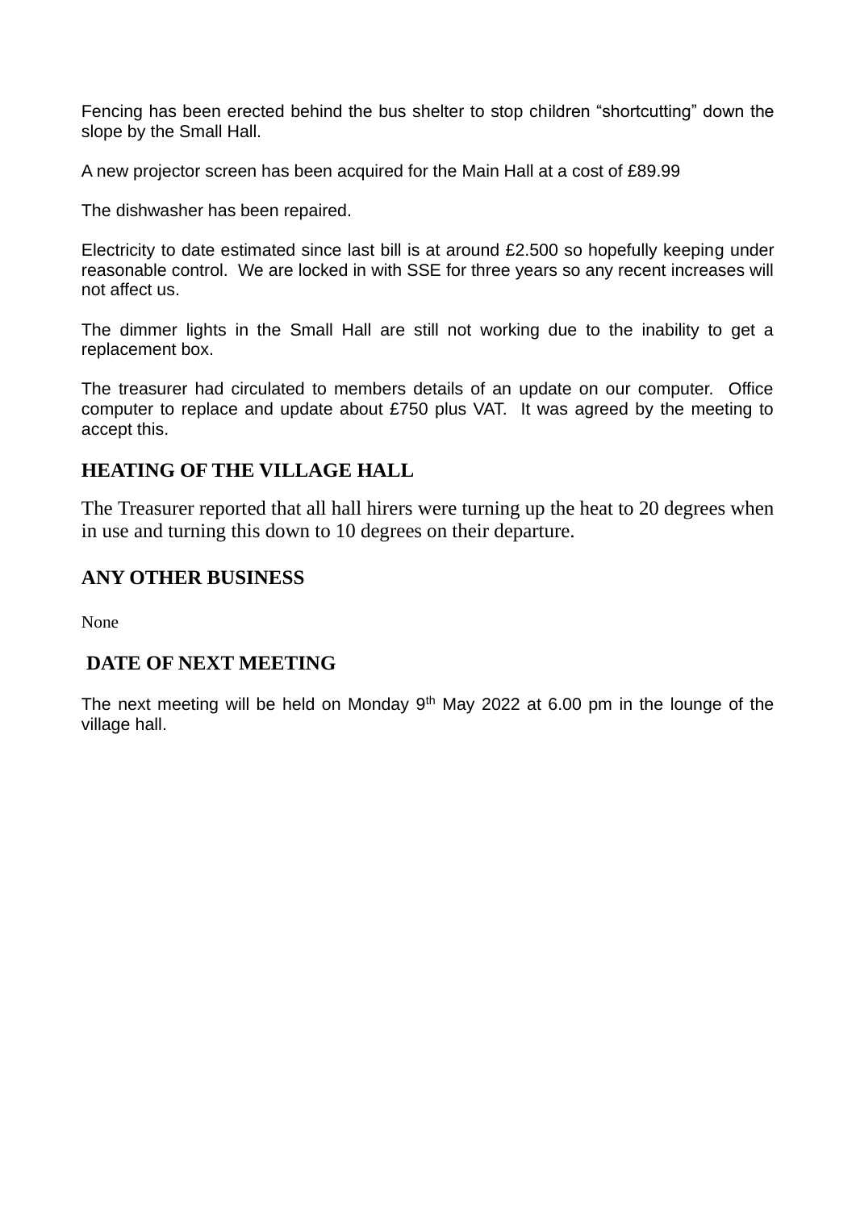Fencing has been erected behind the bus shelter to stop children "shortcutting" down the slope by the Small Hall.

A new projector screen has been acquired for the Main Hall at a cost of £89.99

The dishwasher has been repaired.

Electricity to date estimated since last bill is at around £2.500 so hopefully keeping under reasonable control. We are locked in with SSE for three years so any recent increases will not affect us.

The dimmer lights in the Small Hall are still not working due to the inability to get a replacement box.

The treasurer had circulated to members details of an update on our computer. Office computer to replace and update about £750 plus VAT. It was agreed by the meeting to accept this.

## HEATING OF THE VILLAGE HALL

The Treasurer reported that all hall hirers were turning up the heat to 20 degrees when in use and turning this down to 10 degrees on their departure.

## ANY OTHER BUSINESS

None

## DATE OF NEXT MEETING

The next meeting will be held on Monday 9th May 2022 at 6.00 pm in the lounge of the village hall.